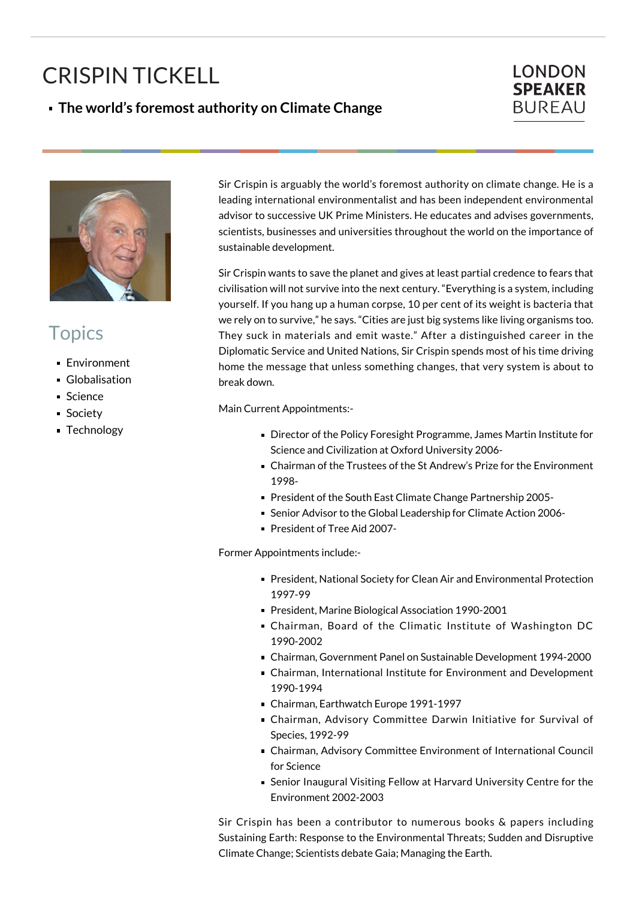# CRISPIN TICKELL

- **The world's foremost authority on Climate Change**

LONDON **SPEAKER** BUREAU

## Topics

- Environment
- Globalisation
- Science
- Society
- Technology

Sir Crispin is arguably the world's foremost authority on climate change. He is a leading international environmentalist and has been independent environmental advisor to successive UK Prime Ministers. He educates and advises governments, scientists, businesses and universities throughout the world on the importance of sustainable development.

Sir Crispin wants to save the planet and gives at least partial credence to fears that civilisation will not survive into the next century. "Everything is a system, including yourself. If you hang up a human corpse, 10 per cent of its weight is bacteria that we rely on to survive," he says. "Cities are just big systems like living organisms too. They suck in materials and emit waste." After a distinguished career in the Diplomatic Service and United Nations, Sir Crispin spends most of his time driving home the message that unless something changes, that very system is about to break down.

Main Current Appointments:-

- Director of the Policy Foresight Programme, James Martin Institute for Science and Civilization at Oxford University 2006-
- Chairman of the Trustees of the St Andrew's Prize for the Environment 1998-
- President of the South East Climate Change Partnership 2005-
- Senior Advisor to the Global Leadership for Climate Action 2006-
- President of Tree Aid 2007-

Former Appointments include:-

- President, National Society for Clean Air and Environmental Protection 1997-99
- President, Marine Biological Association 1990-2001
- Chairman, Board of the Climatic Institute of Washington DC 1990-2002
- Chairman, Government Panel on Sustainable Development 1994-2000
- Chairman, International Institute for Environment and Development 1990-1994
- Chairman, Earthwatch Europe 1991-1997
- Chairman, Advisory Committee Darwin Initiative for Survival of Species, 1992-99
- Chairman, Advisory Committee Environment of International Council for Science
- Senior Inaugural Visiting Fellow at Harvard University Centre for the Environment 2002-2003

Sir Crispin has been a contributor to numerous books & papers including Sustaining Earth: Response to the Environmental Threats; Sudden and Disruptive Climate Change; Scientists debate Gaia; Managing the Earth.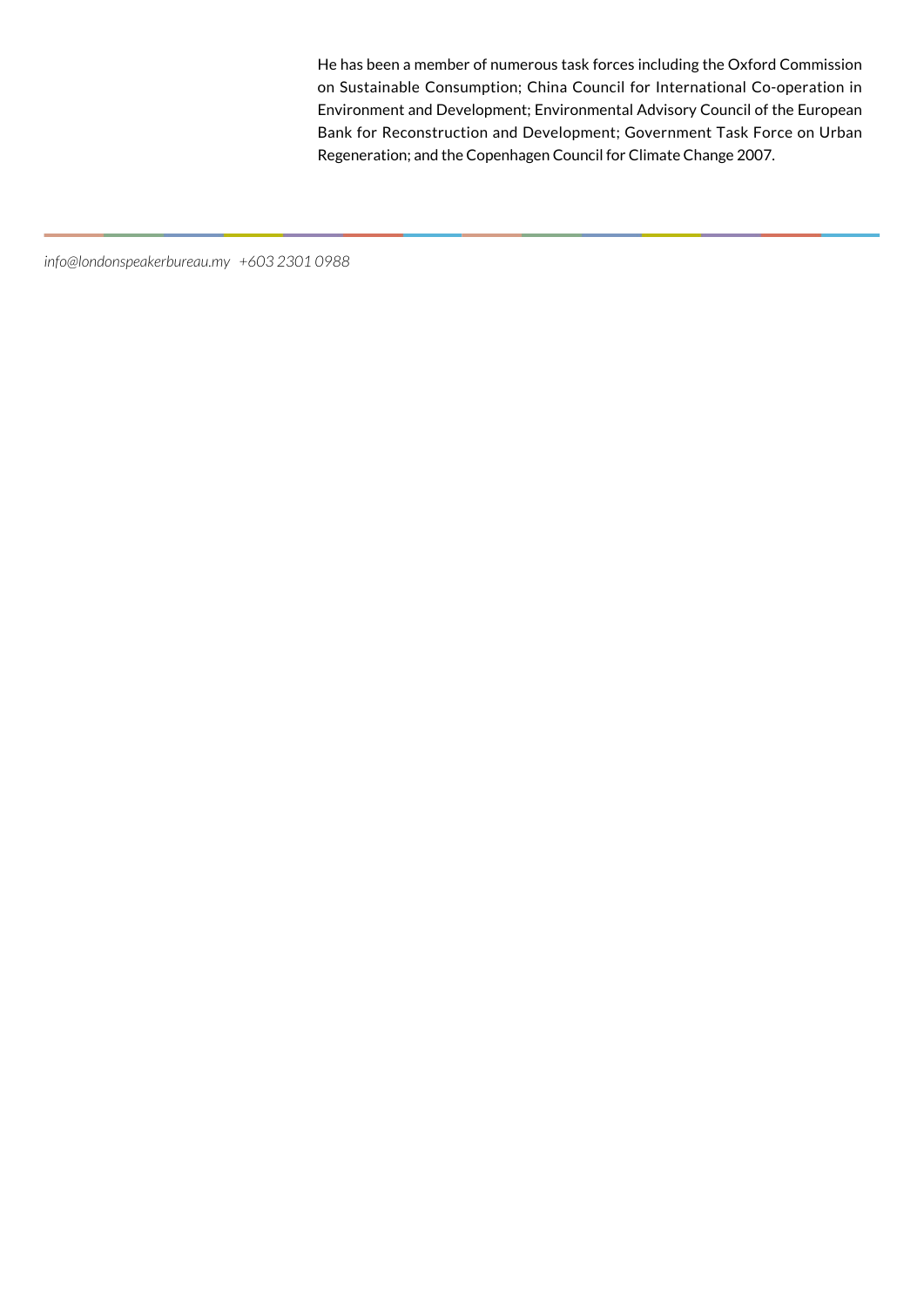He has been a member of numerous task forces including the Oxford Commission on Sustainable Consumption; China Council for International Co-operation in Environment and Development; Environmental Advisory Council of the European Bank for Reconstruction and Development; Government Task Force on Urban Regeneration; and the Copenhagen Council for Climate Change 2007.